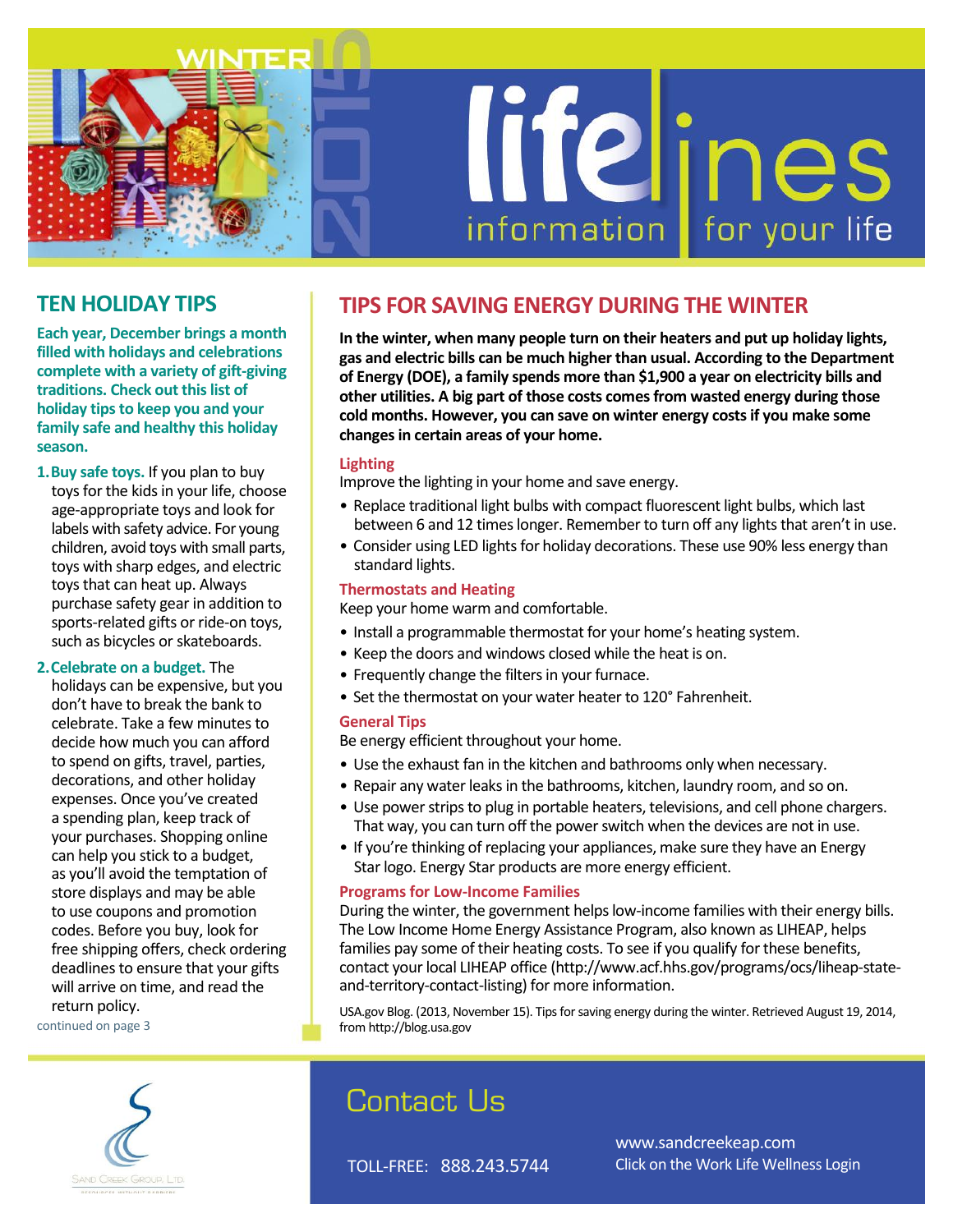WINTER 2015

# lifelines

information for your life

## TEN HOLIDAY TIPS

**Each year, December brings a month filled with holidays and celebrations complete with a variety of gift-giving traditions. Check out this list of holiday tips to keep you and your family safe and healthy this holiday season.**

1. **Buy safe toys.** If you plan to buy toys for the kids in your life, choose age-appropriate toys and look for labels with safety advice. For young children, avoid toys with small parts, toys with sharp edges, and electric toys that can heat up. Always purchase safety gear in addition to sports-related gifts or ride-on toys, such as bicycles or skateboards.

2. **Celebrate on a budget.** The holidays can be expensive, but you don't have to break the bank to celebrate. Take a few minutes to decide how much you can afford to spend on gifts, travel, parties, decorations, and other holiday expenses. Once you've created a spending plan, keep track of your purchases. Shopping online can help you stick to a budget, as you'll avoid the temptation of store displays and may be able to use coupons and promotion codes. Before you buy, look for free shipping offers, check ordering deadlines to ensure that your gifts will arrive on time, and read the return policy.

continued on page 3

## TIPS FOR SAVING ENERGY DURING THE WINTER

**In the winter, when many people turn on their heaters and put up holiday lights, gas and electric bills can be much higher than usual. According to the Department of Energy (DOE), a family spends more than $1,900 a year on electricity bills and other utilities. A big part of those costs comes from wasted energy during those cold months. However, you can save on winter energy costs if you make some changes in certain areas of your home.**

### Lighting

Improve the lighting in your home and save energy.

- Replace traditional light bulbs with compact fluorescent light bulbs, which last between 6 and 12 times longer. Remember to turn off any lights that aren't in use.
- Consider using LED lights for holiday decorations. These use 90% less energy than standard lights.

### Thermostats and Heating

Keep your home warm and comfortable.

- Install a programmable thermostat for your home's heating system.
- Keep the doors and windows closed while the heat is on.
- Frequently change the filters in your furnace.
- Set the thermostat on your water heater to 120° Fahrenheit.

### General Tips

Be energy efficient throughout your home.

- Use the exhaust fan in the kitchen and bathrooms only when necessary.
- Repair any water leaks in the bathrooms, kitchen, laundry room, and so on.
- Use power strips to plug in portable heaters, televisions, and cell phone chargers. That way, you can turn off the power switch when the devices are not in use.
- If you're thinking of replacing your appliances, make sure they have an Energy Star logo. Energy Star products are more energy efficient.

### Programs for Low-Income Families

During the winter, the government helps low-income families with their energy bills. The Low Income Home Energy Assistance Program, also known as LIHEAP, helps families pay some of their heating costs. To see if you qualify for these benefits, contact your local LIHEAP office (http://www.acf.hhs.gov/programs/ocs/liheap-state-and-territory-contact-listing) for more information.

USA.gov Blog. (2013, November 15). Tips for saving energy during the winter. Retrieved August 19, 2014, from http://blog.usa.gov

Sand Creek Group, Ltd.

## Contact Us

TOLL-FREE: 888.243.5744

www.sandcreekeap.com
Click on the Work Life Wellness Login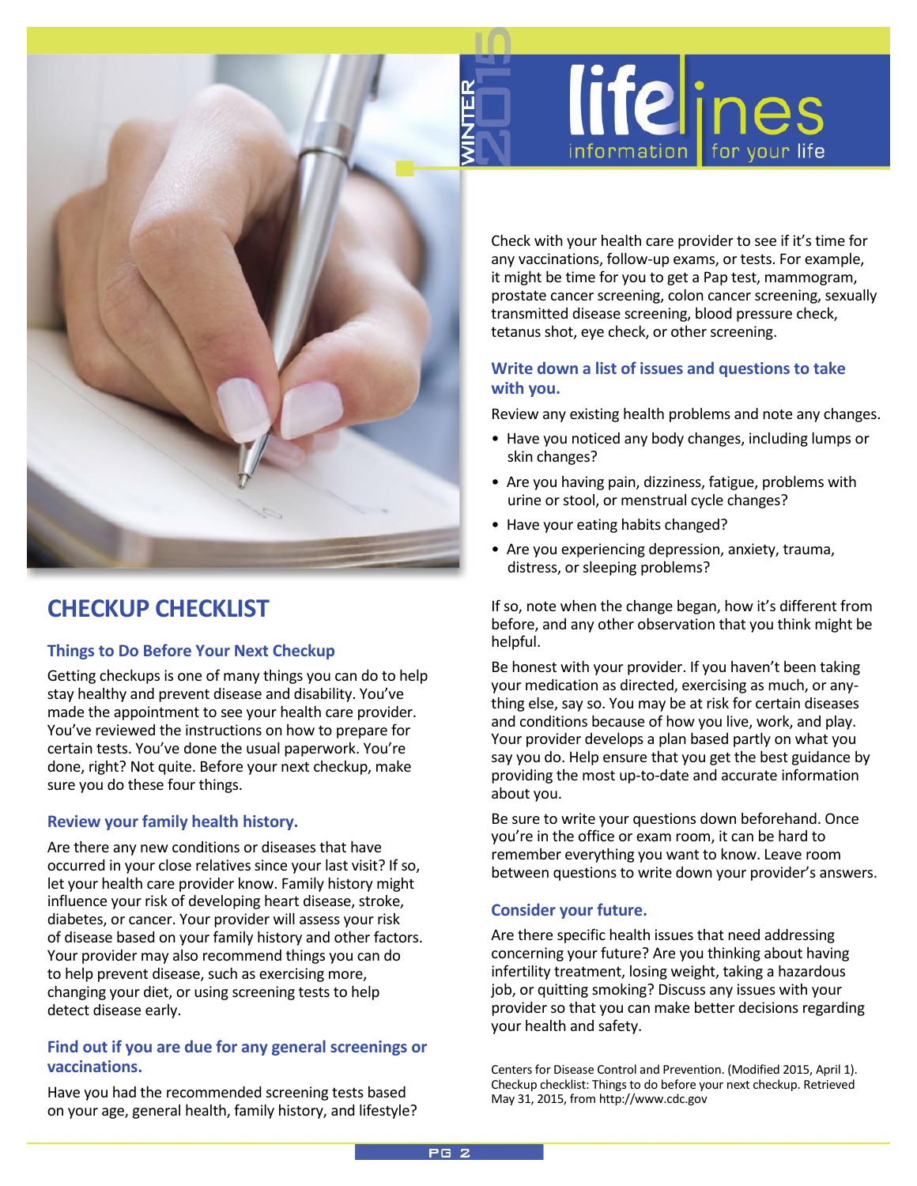# CHECKUP CHECKLIST

## Things to Do Before Your Next Checkup

Getting checkups is one of many things you can do to help stay healthy and prevent disease and disability. You've made the appointment to see your health care provider. You've reviewed the instructions on how to prepare for certain tests. You've done the usual paperwork. You're done, right? Not quite. Before your next checkup, make sure you do these four things.

### Review your family health history.

Are there any new conditions or diseases that have occurred in your close relatives since your last visit? If so, let your health care provider know. Family history might influence your risk of developing heart disease, stroke, diabetes, or cancer. Your provider will assess your risk of disease based on your family history and other factors. Your provider may also recommend things you can do to help prevent disease, such as exercising more, changing your diet, or using screening tests to help detect disease early.

### Find out if you are due for any general screenings or vaccinations.

Have you had the recommended screening tests based on your age, general health, family history, and lifestyle? Check with your health care provider to see if it's time for any vaccinations, follow-up exams, or tests. For example, it might be time for you to get a Pap test, mammogram, prostate cancer screening, colon cancer screening, sexually transmitted disease screening, blood pressure check, tetanus shot, eye check, or other screening.

### Write down a list of issues and questions to take with you.

Review any existing health problems and note any changes.

- Have you noticed any body changes, including lumps or skin changes?
- Are you having pain, dizziness, fatigue, problems with urine or stool, or menstrual cycle changes?
- Have your eating habits changed?
- Are you experiencing depression, anxiety, trauma, distress, or sleeping problems?

If so, note when the change began, how it's different from before, and any other observation that you think might be helpful.

Be honest with your provider. If you haven't been taking your medication as directed, exercising as much, or anything else, say so. You may be at risk for certain diseases and conditions because of how you live, work, and play. Your provider develops a plan based partly on what you say you do. Help ensure that you get the best guidance by providing the most up-to-date and accurate information about you.

Be sure to write your questions down beforehand. Once you're in the office or exam room, it can be hard to remember everything you want to know. Leave room between questions to write down your provider's answers.

### Consider your future.

Are there specific health issues that need addressing concerning your future? Are you thinking about having infertility treatment, losing weight, taking a hazardous job, or quitting smoking? Discuss any issues with your provider so that you can make better decisions regarding your health and safety.

Centers for Disease Control and Prevention. (Modified 2015, April 1). Checkup checklist: Things to do before your next checkup. Retrieved May 31, 2015, from http://www.cdc.gov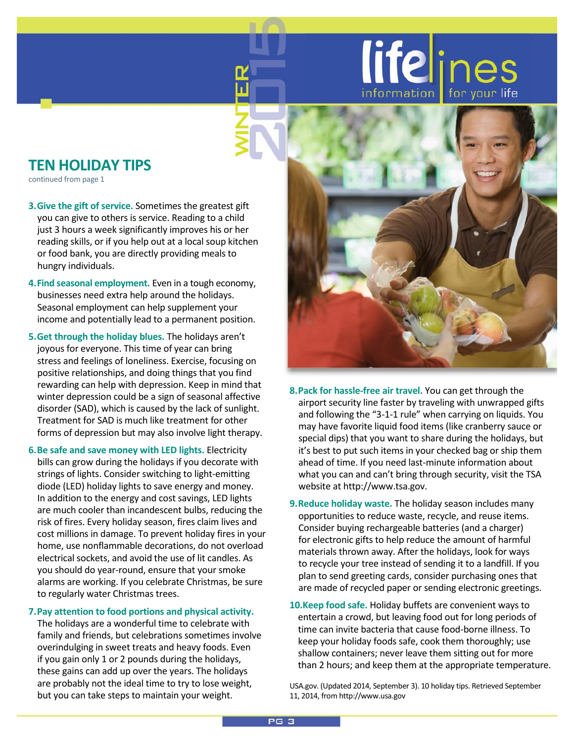## TEN HOLIDAY TIPS

continued from page 1

3. **Give the gift of service.** Sometimes the greatest gift you can give to others is service. Reading to a child just 3 hours a week significantly improves his or her reading skills, or if you help out at a local soup kitchen or food bank, you are directly providing meals to hungry individuals.

4. **Find seasonal employment.** Even in a tough economy, businesses need extra help around the holidays. Seasonal employment can help supplement your income and potentially lead to a permanent position.

5. **Get through the holiday blues.** The holidays aren't joyous for everyone. This time of year can bring stress and feelings of loneliness. Exercise, focusing on positive relationships, and doing things that you find rewarding can help with depression. Keep in mind that winter depression could be a sign of seasonal affective disorder (SAD), which is caused by the lack of sunlight. Treatment for SAD is much like treatment for other forms of depression but may also involve light therapy.

6. **Be safe and save money with LED lights.** Electricity bills can grow during the holidays if you decorate with strings of lights. Consider switching to light-emitting diode (LED) holiday lights to save energy and money. In addition to the energy and cost savings, LED lights are much cooler than incandescent bulbs, reducing the risk of fires. Every holiday season, fires claim lives and cost millions in damage. To prevent holiday fires in your home, use nonflammable decorations, do not overload electrical sockets, and avoid the use of lit candles. As you should do year-round, ensure that your smoke alarms are working. If you celebrate Christmas, be sure to regularly water Christmas trees.

7. **Pay attention to food portions and physical activity.** The holidays are a wonderful time to celebrate with family and friends, but celebrations sometimes involve overindulging in sweet treats and heavy foods. Even if you gain only 1 or 2 pounds during the holidays, these gains can add up over the years. The holidays are probably not the ideal time to try to lose weight, but you can take steps to maintain your weight.

8. **Pack for hassle-free air travel.** You can get through the airport security line faster by traveling with unwrapped gifts and following the "3-1-1 rule" when carrying on liquids. You may have favorite liquid food items (like cranberry sauce or special dips) that you want to share during the holidays, but it's best to put such items in your checked bag or ship them ahead of time. If you need last-minute information about what you can and can't bring through security, visit the TSA website at http://www.tsa.gov.

9. **Reduce holiday waste.** The holiday season includes many opportunities to reduce waste, recycle, and reuse items. Consider buying rechargeable batteries (and a charger) for electronic gifts to help reduce the amount of harmful materials thrown away. After the holidays, look for ways to recycle your tree instead of sending it to a landfill. If you plan to send greeting cards, consider purchasing ones that are made of recycled paper or sending electronic greetings.

10. **Keep food safe.** Holiday buffets are convenient ways to entertain a crowd, but leaving food out for long periods of time can invite bacteria that cause food-borne illness. To keep your holiday foods safe, cook them thoroughly; use shallow containers; never leave them sitting out for more than 2 hours; and keep them at the appropriate temperature.

USA.gov. (Updated 2014, September 3). 10 holiday tips. Retrieved September 11, 2014, from http://www.usa.gov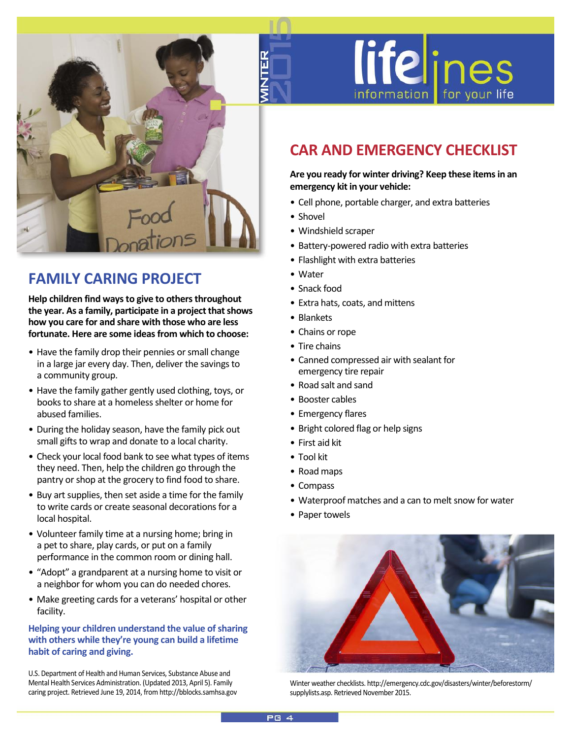## FAMILY CARING PROJECT

**Help children find ways to give to others throughout the year. As a family, participate in a project that shows how you care for and share with those who are less fortunate. Here are some ideas from which to choose:**

- Have the family drop their pennies or small change in a large jar every day. Then, deliver the savings to a community group.
- Have the family gather gently used clothing, toys, or books to share at a homeless shelter or home for abused families.
- During the holiday season, have the family pick out small gifts to wrap and donate to a local charity.
- Check your local food bank to see what types of items they need. Then, help the children go through the pantry or shop at the grocery to find food to share.
- Buy art supplies, then set aside a time for the family to write cards or create seasonal decorations for a local hospital.
- Volunteer family time at a nursing home; bring in a pet to share, play cards, or put on a family performance in the common room or dining hall.
- "Adopt" a grandparent at a nursing home to visit or a neighbor for whom you can do needed chores.
- Make greeting cards for a veterans' hospital or other facility.

**Helping your children understand the value of sharing with others while they're young can build a lifetime habit of caring and giving.**

U.S. Department of Health and Human Services, Substance Abuse and Mental Health Services Administration. (Updated 2013, April 5). Family caring project. Retrieved June 19, 2014, from http://bblocks.samhsa.gov

## CAR AND EMERGENCY CHECKLIST

**Are you ready for winter driving? Keep these items in an emergency kit in your vehicle:**

- Cell phone, portable charger, and extra batteries
- Shovel
- Windshield scraper
- Battery-powered radio with extra batteries
- Flashlight with extra batteries
- Water
- Snack food
- Extra hats, coats, and mittens
- Blankets
- Chains or rope
- Tire chains
- Canned compressed air with sealant for emergency tire repair
- Road salt and sand
- Booster cables
- Emergency flares
- Bright colored flag or help signs
- First aid kit
- Tool kit
- Road maps
- Compass
- Waterproof matches and a can to melt snow for water
- Paper towels

Winter weather checklists. http://emergency.cdc.gov/disasters/winter/beforestorm/supplylists.asp. Retrieved November 2015.